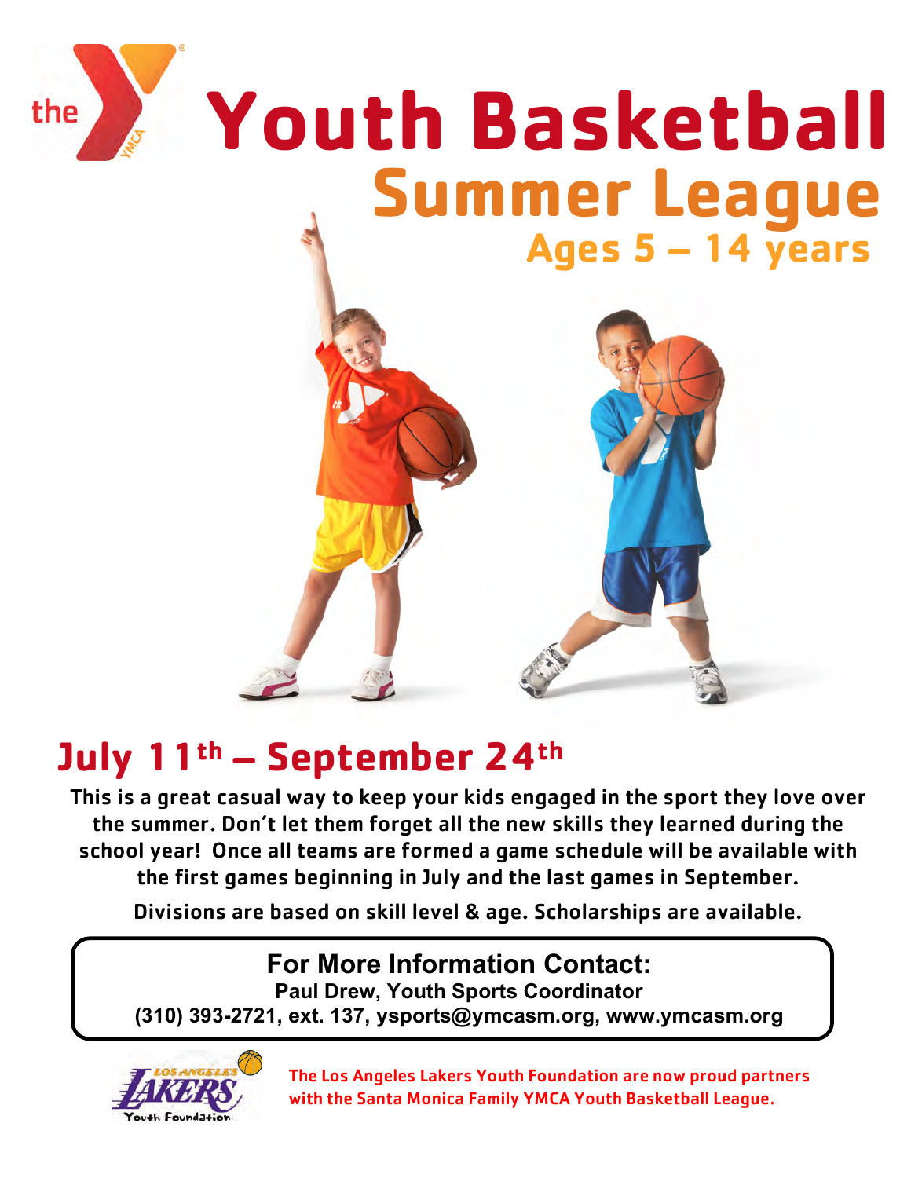# Youth Basketball

## Summer League

### Ages 5 – 14 years

## July 11th – September 24th

**This is a great casual way to keep your kids engaged in the sport they love over the summer. Don't let them forget all the new skills they learned during the school year! Once all teams are formed a game schedule will be available with the first games beginning in July and the last games in September.**

**Divisions are based on skill level & age. Scholarships are available.**

**For More Information Contact:**

**Paul Drew, Youth Sports Coordinator**

**(310) 393-2721, ext. 137, ysports@ymcasm.org, www.ymcasm.org**

**The Los Angeles Lakers Youth Foundation are now proud partners with the Santa Monica Family YMCA Youth Basketball League.**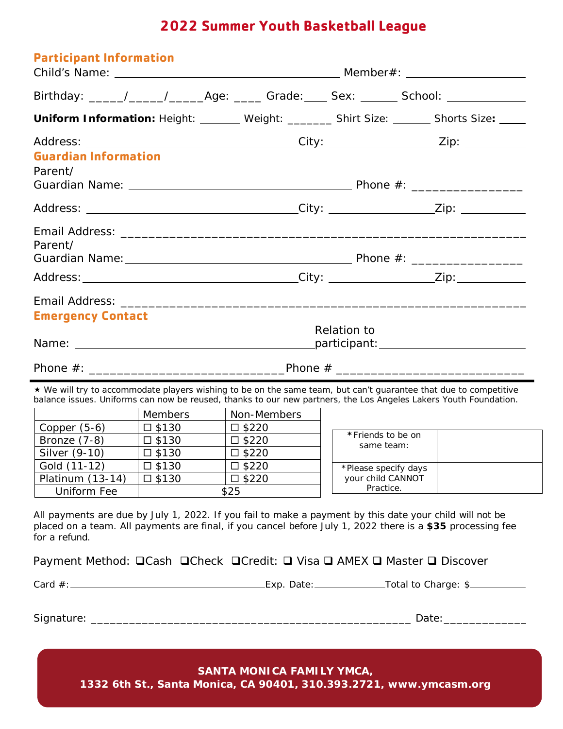# 2022 Summer Youth Basketball League

## Participant Information

Child's Name: ______________________________ Member#: ____________________

Birthday: _____/_____/_____Age: ____ Grade:____ Sex: ______ School: _____________

**Uniform Information:** Height: _______ Weight: _______ Shirt Size: _______ Shorts Size**:** _____

Address: ______________________________City: __________________ Zip: __________

## Guardian Information

Parent/
Guardian Name: ______________________________ Phone #: ________________

Address: ______________________________City: __________________Zip: __________

Email Address: ____________________________________________________________

Parent/
Guardian Name:______________________________ Phone #: ________________

Address:______________________________City: __________________Zip:__________

Email Address: ____________________________________________________________

## Emergency Contact

Name: ______________________________ Relation to participant:____________________

Phone #: ___________________________Phone # ___________________________

★ We will try to accommodate players wishing to be on the same team, but can't guarantee that due to competitive balance issues. Uniforms can now be reused, thanks to our new partners, the Los Angeles Lakers Youth Foundation.

| | Members | Non-Members |
|---|---|---|
| Copper (5-6) | ☐ $130 | ☐ $220 |
| Bronze (7-8) | ☐ $130 | ☐ $220 |
| Silver (9-10) | ☐ $130 | ☐ $220 |
| Gold (11-12) | ☐ $130 | ☐ $220 |
| Platinum (13-14) | ☐ $130 | ☐ $220 |
| Uniform Fee | $25 | |

| | |
|---|---|
| *Friends to be on same team: | |
| *Please specify days your child CANNOT Practice. | |

All payments are due by July 1, 2022. If you fail to make a payment by this date your child will not be placed on a team. All payments are final, if you cancel before July 1, 2022 there is a **$35** processing fee for a refund.

Payment Method: ❑Cash ❑Check ❑Credit: ❑ Visa ❑ AMEX ❑ Master ❑ Discover

Card #:______________________________Exp. Date:______________Total to Charge: $__________

Signature: __________________________________________________ Date:_____________

**SANTA MONICA FAMILY YMCA,**
**1332 6th St., Santa Monica, CA 90401, 310.393.2721, www.ymcasm.org**